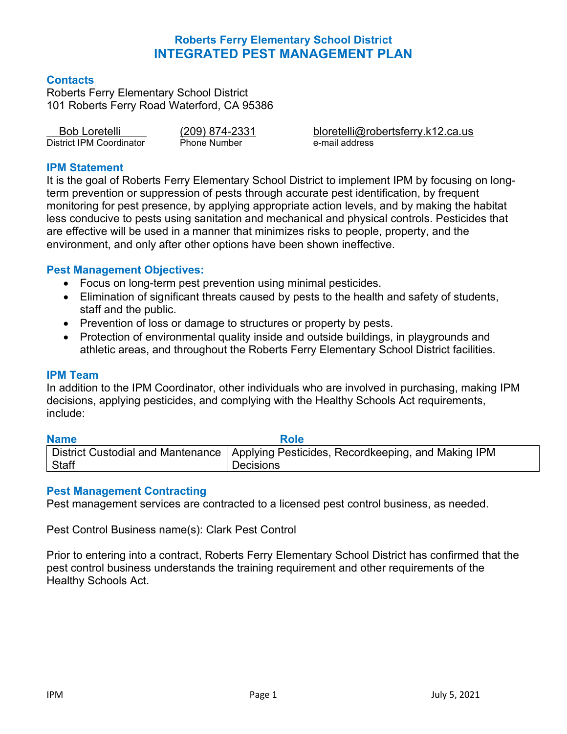# Roberts Ferry Elementary School District
# INTEGRATED PEST MANAGEMENT PLAN

## Contacts

Roberts Ferry Elementary School District
101 Roberts Ferry Road Waterford, CA 95386

| Bob Loretelli | (209) 874-2331 | bloretelli@robertsferry.k12.ca.us |
|---|---|---|
| District IPM Coordinator | Phone Number | e-mail address |

## IPM Statement

It is the goal of Roberts Ferry Elementary School District to implement IPM by focusing on long-term prevention or suppression of pests through accurate pest identification, by frequent monitoring for pest presence, by applying appropriate action levels, and by making the habitat less conducive to pests using sanitation and mechanical and physical controls. Pesticides that are effective will be used in a manner that minimizes risks to people, property, and the environment, and only after other options have been shown ineffective.

## Pest Management Objectives:

- Focus on long-term pest prevention using minimal pesticides.
- Elimination of significant threats caused by pests to the health and safety of students, staff and the public.
- Prevention of loss or damage to structures or property by pests.
- Protection of environmental quality inside and outside buildings, in playgrounds and athletic areas, and throughout the Roberts Ferry Elementary School District facilities.

## IPM Team

In addition to the IPM Coordinator, other individuals who are involved in purchasing, making IPM decisions, applying pesticides, and complying with the Healthy Schools Act requirements, include:

| Name | Role |
|---|---|
| District Custodial and Mantenance Staff | Applying Pesticides, Recordkeeping, and Making IPM Decisions |

## Pest Management Contracting

Pest management services are contracted to a licensed pest control business, as needed.

Pest Control Business name(s): Clark Pest Control

Prior to entering into a contract, Roberts Ferry Elementary School District has confirmed that the pest control business understands the training requirement and other requirements of the Healthy Schools Act.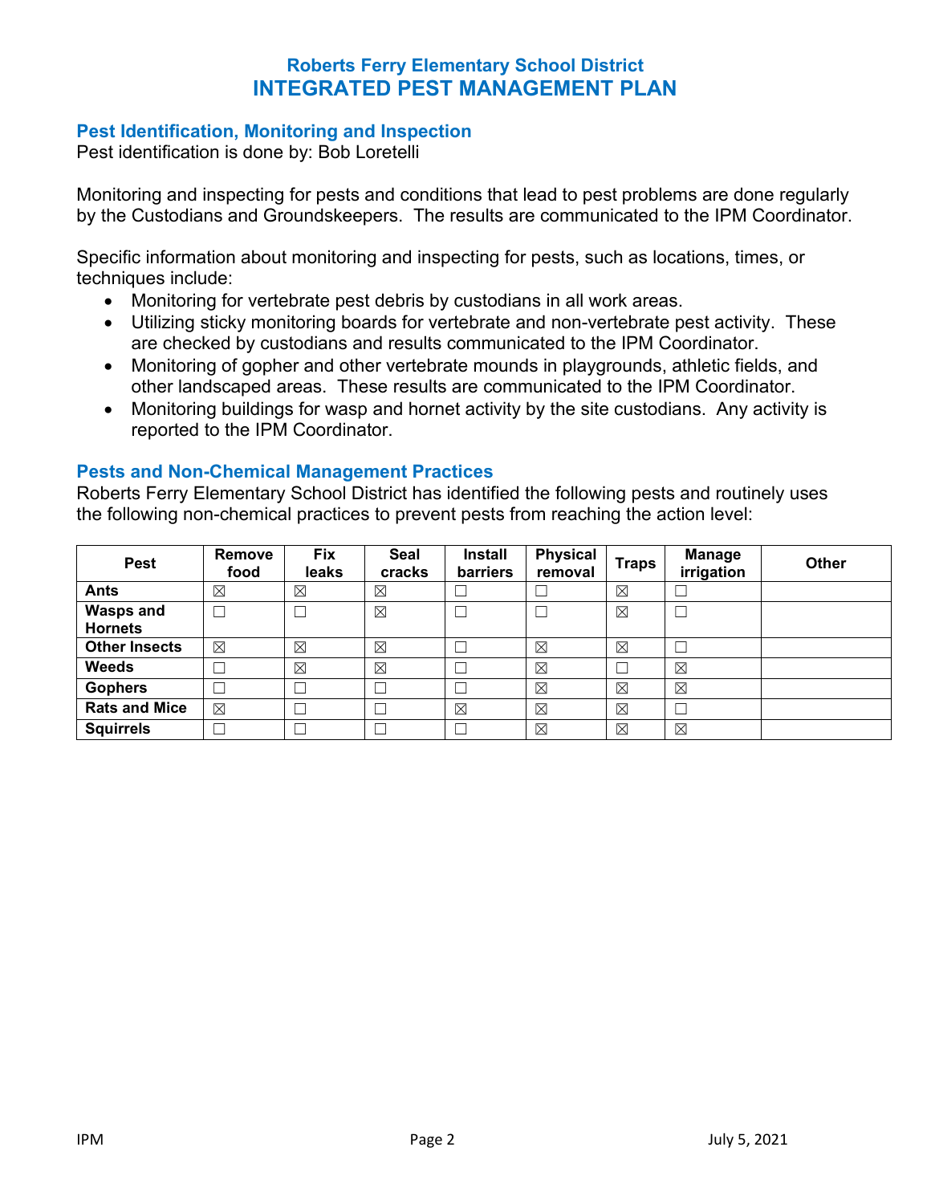## Roberts Ferry Elementary School District
# INTEGRATED PEST MANAGEMENT PLAN

### Pest Identification, Monitoring and Inspection

Pest identification is done by: Bob Loretelli

Monitoring and inspecting for pests and conditions that lead to pest problems are done regularly by the Custodians and Groundskeepers. The results are communicated to the IPM Coordinator.

Specific information about monitoring and inspecting for pests, such as locations, times, or techniques include:

- Monitoring for vertebrate pest debris by custodians in all work areas.
- Utilizing sticky monitoring boards for vertebrate and non-vertebrate pest activity. These are checked by custodians and results communicated to the IPM Coordinator.
- Monitoring of gopher and other vertebrate mounds in playgrounds, athletic fields, and other landscaped areas. These results are communicated to the IPM Coordinator.
- Monitoring buildings for wasp and hornet activity by the site custodians. Any activity is reported to the IPM Coordinator.

### Pests and Non-Chemical Management Practices

Roberts Ferry Elementary School District has identified the following pests and routinely uses the following non-chemical practices to prevent pests from reaching the action level:

| Pest | Remove food | Fix leaks | Seal cracks | Install barriers | Physical removal | Traps | Manage irrigation | Other |
|---|---|---|---|---|---|---|---|---|
| Ants | ☒ | ☒ | ☒ | ☐ | ☐ | ☒ | ☐ | |
| Wasps and Hornets | ☐ | ☐ | ☒ | ☐ | ☐ | ☒ | ☐ | |
| Other Insects | ☒ | ☒ | ☒ | ☐ | ☒ | ☒ | ☐ | |
| Weeds | ☐ | ☒ | ☒ | ☐ | ☒ | ☐ | ☒ | |
| Gophers | ☐ | ☐ | ☐ | ☐ | ☒ | ☒ | ☒ | |
| Rats and Mice | ☒ | ☐ | ☐ | ☒ | ☒ | ☒ | ☐ | |
| Squirrels | ☐ | ☐ | ☐ | ☐ | ☒ | ☒ | ☒ | |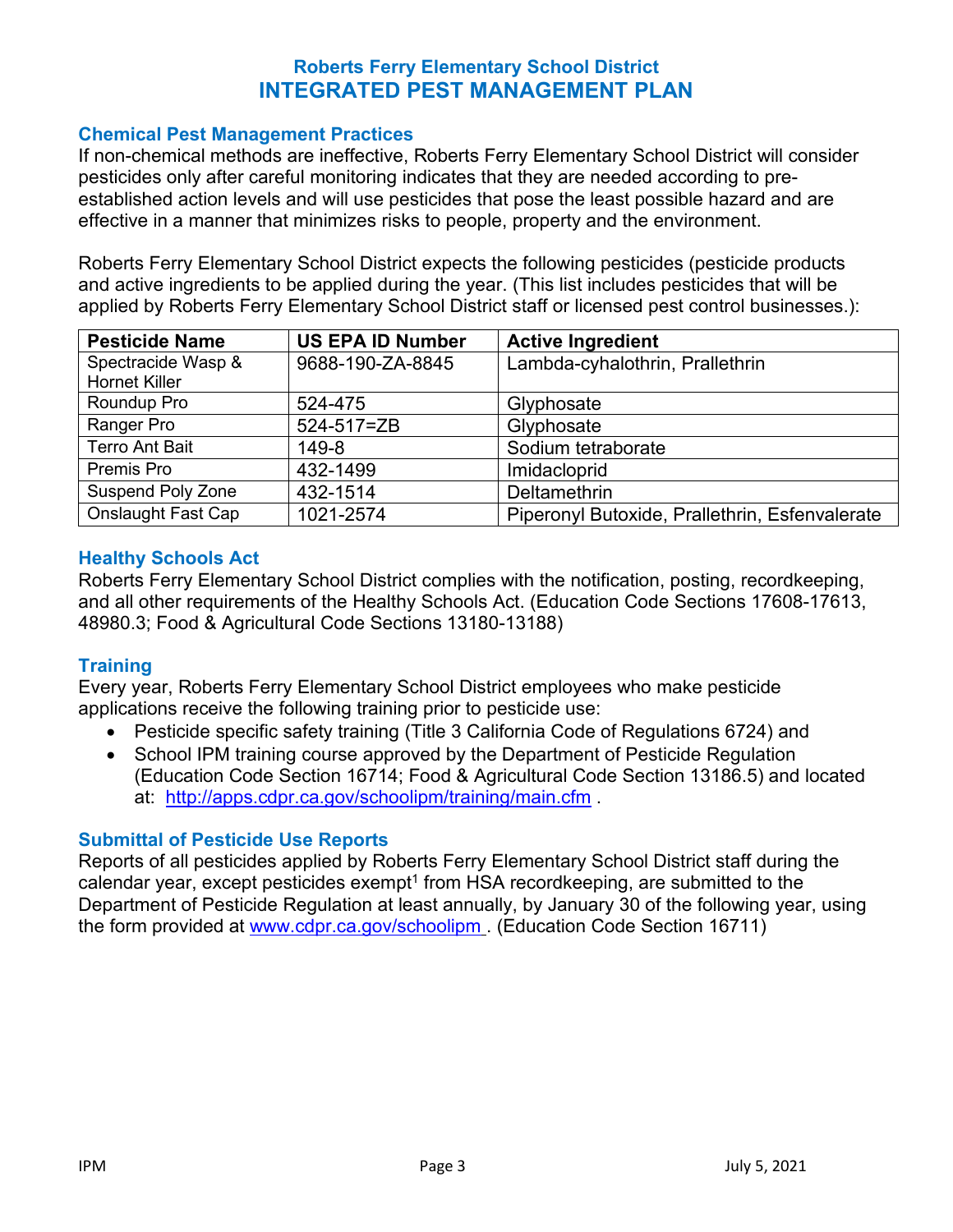## Roberts Ferry Elementary School District

# INTEGRATED PEST MANAGEMENT PLAN

### Chemical Pest Management Practices

If non-chemical methods are ineffective, Roberts Ferry Elementary School District will consider pesticides only after careful monitoring indicates that they are needed according to pre-established action levels and will use pesticides that pose the least possible hazard and are effective in a manner that minimizes risks to people, property and the environment.

Roberts Ferry Elementary School District expects the following pesticides (pesticide products and active ingredients to be applied during the year. (This list includes pesticides that will be applied by Roberts Ferry Elementary School District staff or licensed pest control businesses.):

| Pesticide Name | US EPA ID Number | Active Ingredient |
|---|---|---|
| Spectracide Wasp & Hornet Killer | 9688-190-ZA-8845 | Lambda-cyhalothrin, Prallethrin |
| Roundup Pro | 524-475 | Glyphosate |
| Ranger Pro | 524-517=ZB | Glyphosate |
| Terro Ant Bait | 149-8 | Sodium tetraborate |
| Premis Pro | 432-1499 | Imidacloprid |
| Suspend Poly Zone | 432-1514 | Deltamethrin |
| Onslaught Fast Cap | 1021-2574 | Piperonyl Butoxide, Prallethrin, Esfenvalerate |

### Healthy Schools Act

Roberts Ferry Elementary School District complies with the notification, posting, recordkeeping, and all other requirements of the Healthy Schools Act. (Education Code Sections 17608-17613, 48980.3; Food & Agricultural Code Sections 13180-13188)

### Training

Every year, Roberts Ferry Elementary School District employees who make pesticide applications receive the following training prior to pesticide use:

- Pesticide specific safety training (Title 3 California Code of Regulations 6724) and
- School IPM training course approved by the Department of Pesticide Regulation (Education Code Section 16714; Food & Agricultural Code Section 13186.5) and located at: http://apps.cdpr.ca.gov/schoolipm/training/main.cfm .

### Submittal of Pesticide Use Reports

Reports of all pesticides applied by Roberts Ferry Elementary School District staff during the calendar year, except pesticides exempt[1] from HSA recordkeeping, are submitted to the Department of Pesticide Regulation at least annually, by January 30 of the following year, using the form provided at www.cdpr.ca.gov/schoolipm . (Education Code Section 16711)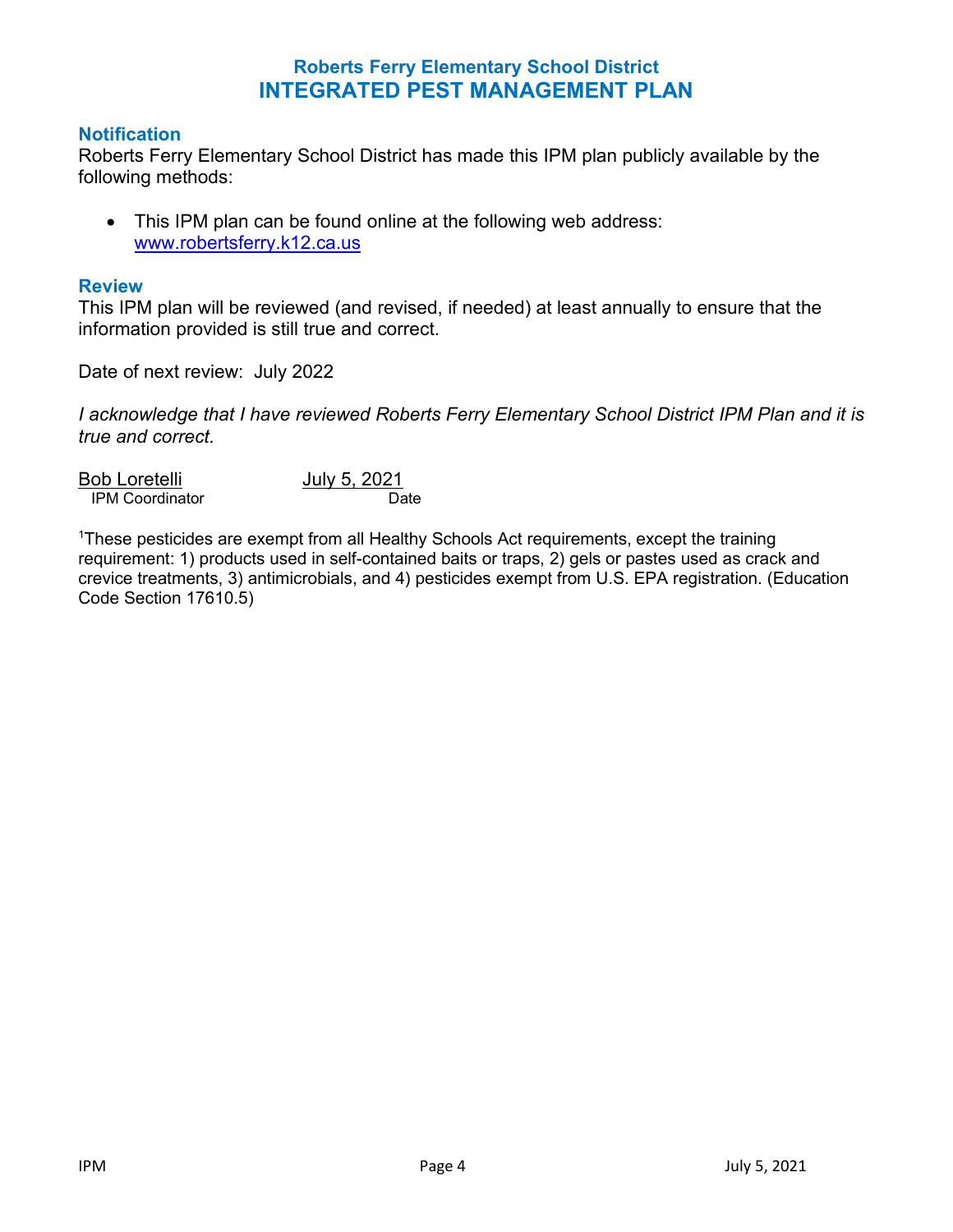## Roberts Ferry Elementary School District

# INTEGRATED PEST MANAGEMENT PLAN

### Notification

Roberts Ferry Elementary School District has made this IPM plan publicly available by the following methods:

- This IPM plan can be found online at the following web address: [www.robertsferry.k12.ca.us](http://www.robertsferry.k12.ca.us)

### Review

This IPM plan will be reviewed (and revised, if needed) at least annually to ensure that the information provided is still true and correct.

Date of next review: July 2022

*I acknowledge that I have reviewed Roberts Ferry Elementary School District IPM Plan and it is true and correct.*

Bob Loretelli — IPM Coordinator

July 5, 2021 — Date

[1]These pesticides are exempt from all Healthy Schools Act requirements, except the training requirement: 1) products used in self-contained baits or traps, 2) gels or pastes used as crack and crevice treatments, 3) antimicrobials, and 4) pesticides exempt from U.S. EPA registration. (Education Code Section 17610.5)